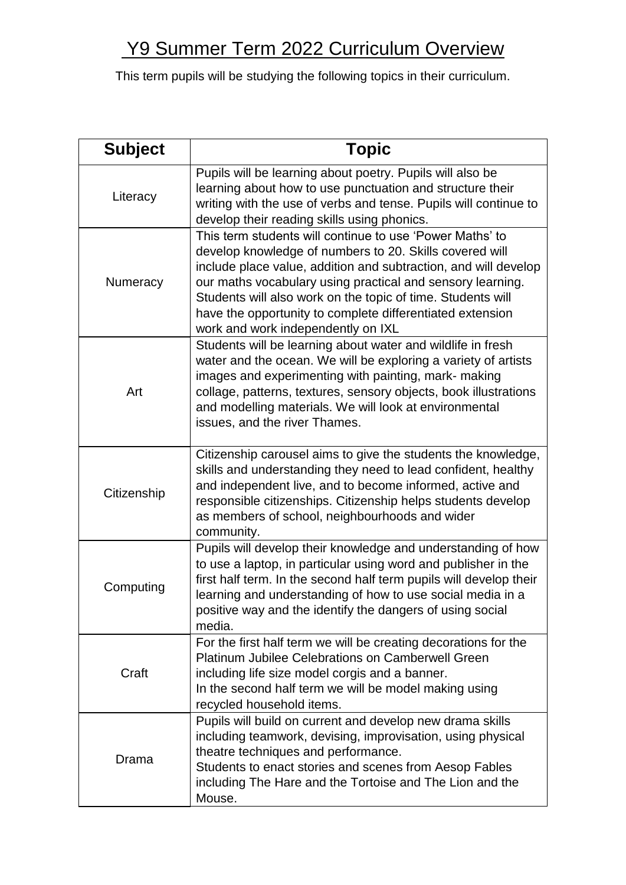# Y9 Summer Term 2022 Curriculum Overview

This term pupils will be studying the following topics in their curriculum.

| Subject | Topic |
| --- | --- |
| Literacy | Pupils will be learning about poetry. Pupils will also be learning about how to use punctuation and structure their writing with the use of verbs and tense. Pupils will continue to develop their reading skills using phonics. |
| Numeracy | This term students will continue to use 'Power Maths' to develop knowledge of numbers to 20. Skills covered will include place value, addition and subtraction, and will develop our maths vocabulary using practical and sensory learning. Students will also work on the topic of time. Students will have the opportunity to complete differentiated extension work and work independently on IXL |
| Art | Students will be learning about water and wildlife in fresh water and the ocean. We will be exploring a variety of artists images and experimenting with painting, mark- making collage, patterns, textures, sensory objects, book illustrations and modelling materials. We will look at environmental issues, and the river Thames. |
| Citizenship | Citizenship carousel aims to give the students the knowledge, skills and understanding they need to lead confident, healthy and independent live, and to become informed, active and responsible citizenships. Citizenship helps students develop as members of school, neighbourhoods and wider community. |
| Computing | Pupils will develop their knowledge and understanding of how to use a laptop, in particular using word and publisher in the first half term. In the second half term pupils will develop their learning and understanding of how to use social media in a positive way and the identify the dangers of using social media. |
| Craft | For the first half term we will be creating decorations for the Platinum Jubilee Celebrations on Camberwell Green including life size model corgis and a banner.<br>In the second half term we will be model making using recycled household items. |
| Drama | Pupils will build on current and develop new drama skills including teamwork, devising, improvisation, using physical theatre techniques and performance.<br>Students to enact stories and scenes from Aesop Fables including The Hare and the Tortoise and The Lion and the Mouse. |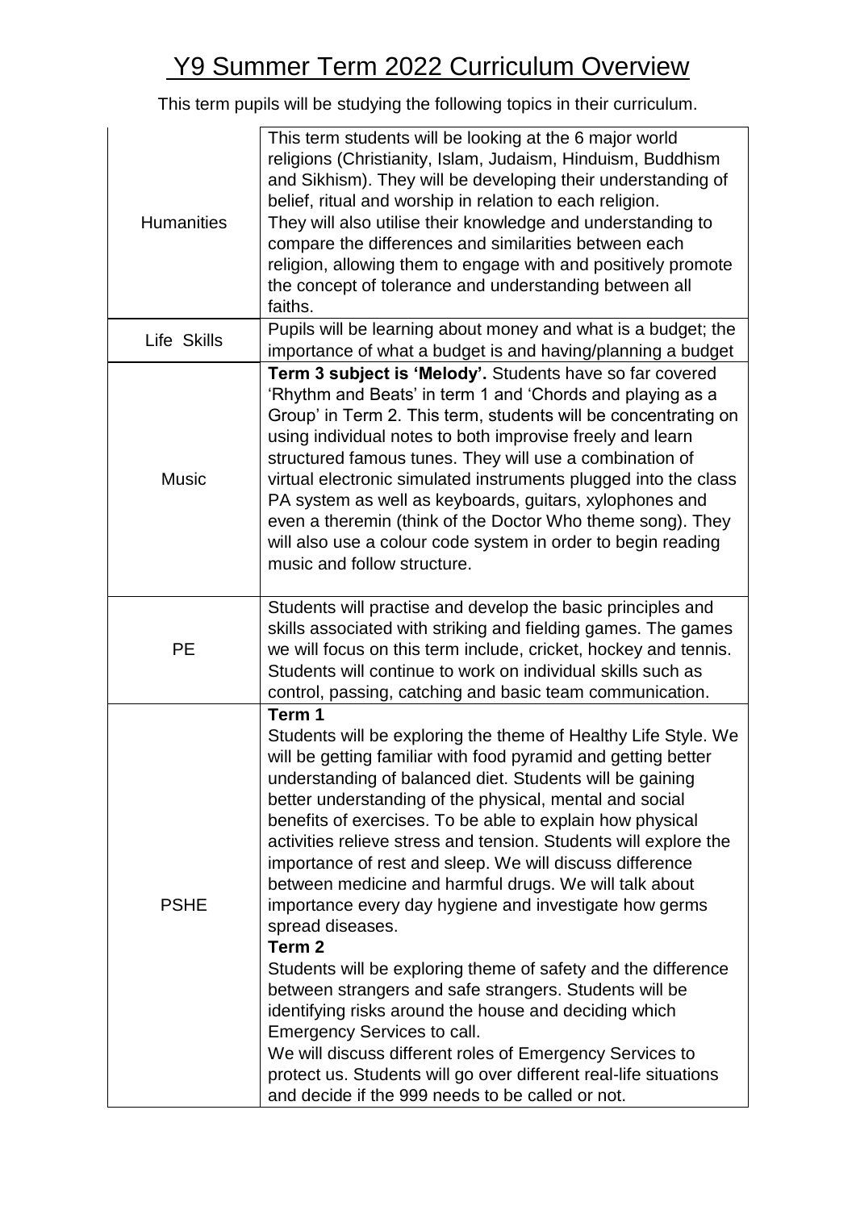# Y9 Summer Term 2022 Curriculum Overview

This term pupils will be studying the following topics in their curriculum.

| | |
|---|---|
| Humanities | This term students will be looking at the 6 major world religions (Christianity, Islam, Judaism, Hinduism, Buddhism and Sikhism). They will be developing their understanding of belief, ritual and worship in relation to each religion. They will also utilise their knowledge and understanding to compare the differences and similarities between each religion, allowing them to engage with and positively promote the concept of tolerance and understanding between all faiths. |
| Life Skills | Pupils will be learning about money and what is a budget; the importance of what a budget is and having/planning a budget |
| Music | **Term 3 subject is 'Melody'.** Students have so far covered 'Rhythm and Beats' in term 1 and 'Chords and playing as a Group' in Term 2. This term, students will be concentrating on using individual notes to both improvise freely and learn structured famous tunes. They will use a combination of virtual electronic simulated instruments plugged into the class PA system as well as keyboards, guitars, xylophones and even a theremin (think of the Doctor Who theme song). They will also use a colour code system in order to begin reading music and follow structure. |
| PE | Students will practise and develop the basic principles and skills associated with striking and fielding games. The games we will focus on this term include, cricket, hockey and tennis. Students will continue to work on individual skills such as control, passing, catching and basic team communication. |
| PSHE | **Term 1**<br>Students will be exploring the theme of Healthy Life Style. We will be getting familiar with food pyramid and getting better understanding of balanced diet. Students will be gaining better understanding of the physical, mental and social benefits of exercises. To be able to explain how physical activities relieve stress and tension. Students will explore the importance of rest and sleep. We will discuss difference between medicine and harmful drugs. We will talk about importance every day hygiene and investigate how germs spread diseases.<br>**Term 2**<br>Students will be exploring theme of safety and the difference between strangers and safe strangers. Students will be identifying risks around the house and deciding which Emergency Services to call.<br>We will discuss different roles of Emergency Services to protect us. Students will go over different real-life situations and decide if the 999 needs to be called or not. |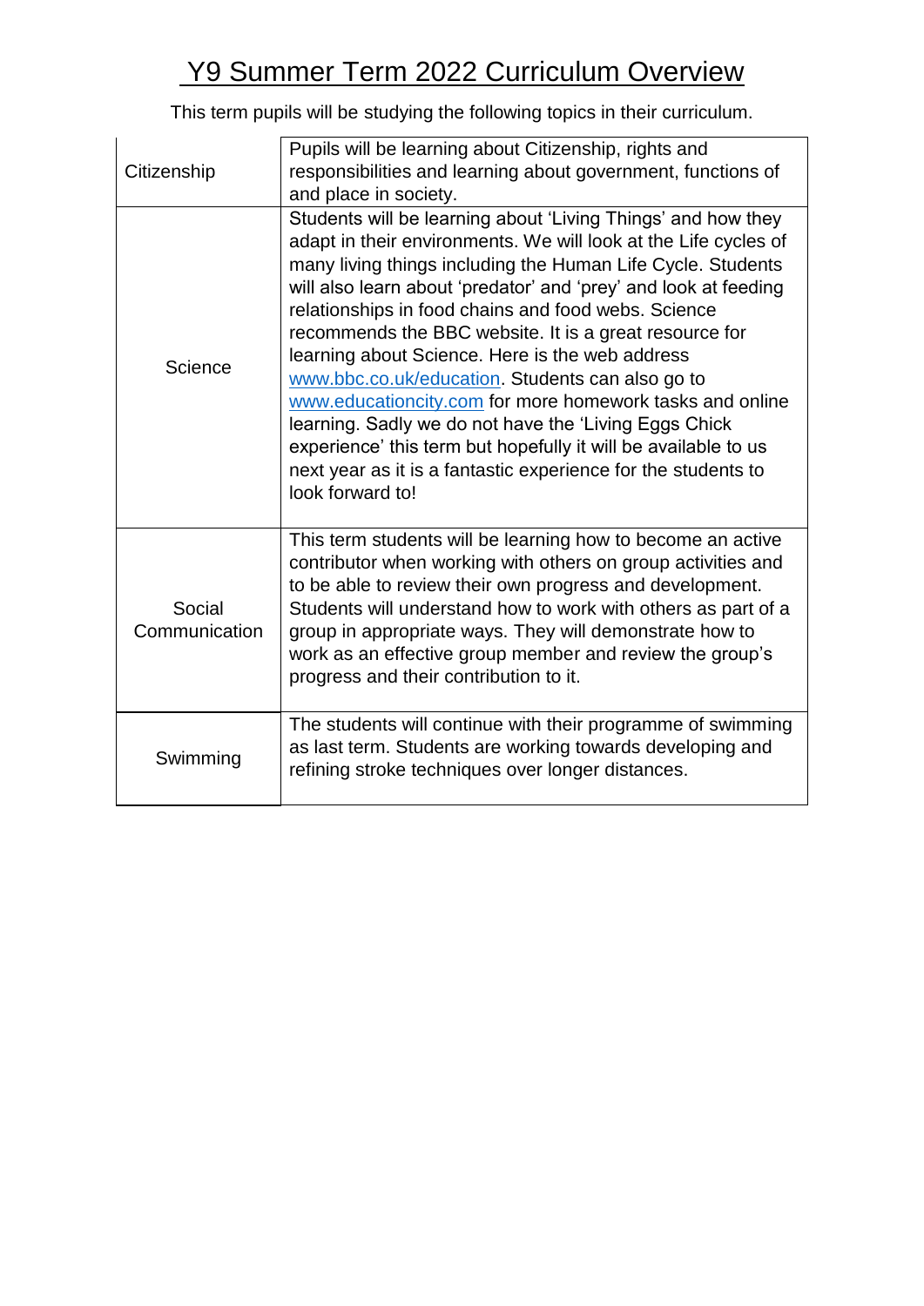# Y9 Summer Term 2022 Curriculum Overview

This term pupils will be studying the following topics in their curriculum.

| | |
|---|---|
| Citizenship | Pupils will be learning about Citizenship, rights and responsibilities and learning about government, functions of and place in society. |
| Science | Students will be learning about 'Living Things' and how they adapt in their environments. We will look at the Life cycles of many living things including the Human Life Cycle. Students will also learn about 'predator' and 'prey' and look at feeding relationships in food chains and food webs. Science recommends the BBC website. It is a great resource for learning about Science. Here is the web address www.bbc.co.uk/education. Students can also go to www.educationcity.com for more homework tasks and online learning. Sadly we do not have the 'Living Eggs Chick experience' this term but hopefully it will be available to us next year as it is a fantastic experience for the students to look forward to! |
| Social Communication | This term students will be learning how to become an active contributor when working with others on group activities and to be able to review their own progress and development. Students will understand how to work with others as part of a group in appropriate ways. They will demonstrate how to work as an effective group member and review the group's progress and their contribution to it. |
| Swimming | The students will continue with their programme of swimming as last term. Students are working towards developing and refining stroke techniques over longer distances. |